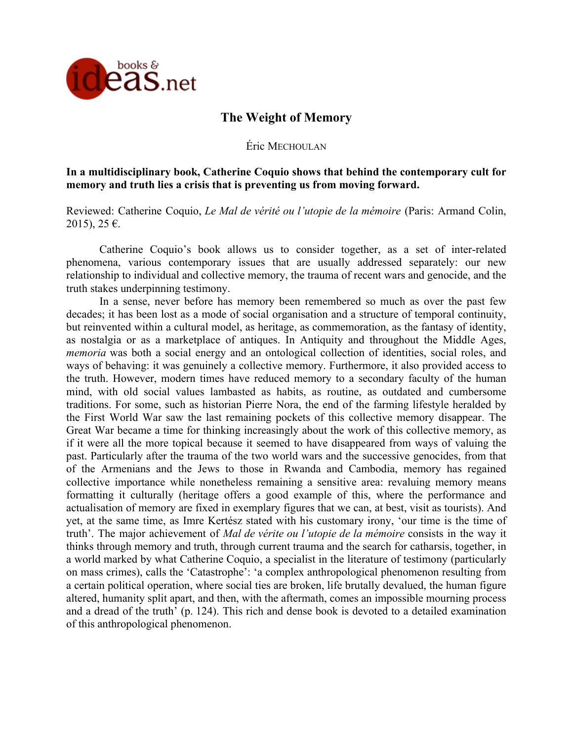# The Weight of Memory

Éric MECHOULAN

**In a multidisciplinary book, Catherine Coquio shows that behind the contemporary cult for memory and truth lies a crisis that is preventing us from moving forward.**

Reviewed: Catherine Coquio, *Le Mal de vérité ou l'utopie de la mémoire* (Paris: Armand Colin, 2015), 25 €.

Catherine Coquio's book allows us to consider together, as a set of inter-related phenomena, various contemporary issues that are usually addressed separately: our new relationship to individual and collective memory, the trauma of recent wars and genocide, and the truth stakes underpinning testimony.

In a sense, never before has memory been remembered so much as over the past few decades; it has been lost as a mode of social organisation and a structure of temporal continuity, but reinvented within a cultural model, as heritage, as commemoration, as the fantasy of identity, as nostalgia or as a marketplace of antiques. In Antiquity and throughout the Middle Ages, *memoria* was both a social energy and an ontological collection of identities, social roles, and ways of behaving: it was genuinely a collective memory. Furthermore, it also provided access to the truth. However, modern times have reduced memory to a secondary faculty of the human mind, with old social values lambasted as habits, as routine, as outdated and cumbersome traditions. For some, such as historian Pierre Nora, the end of the farming lifestyle heralded by the First World War saw the last remaining pockets of this collective memory disappear. The Great War became a time for thinking increasingly about the work of this collective memory, as if it were all the more topical because it seemed to have disappeared from ways of valuing the past. Particularly after the trauma of the two world wars and the successive genocides, from that of the Armenians and the Jews to those in Rwanda and Cambodia, memory has regained collective importance while nonetheless remaining a sensitive area: revaluing memory means formatting it culturally (heritage offers a good example of this, where the performance and actualisation of memory are fixed in exemplary figures that we can, at best, visit as tourists). And yet, at the same time, as Imre Kertész stated with his customary irony, 'our time is the time of truth'. The major achievement of *Mal de vérite ou l'utopie de la mémoire* consists in the way it thinks through memory and truth, through current trauma and the search for catharsis, together, in a world marked by what Catherine Coquio, a specialist in the literature of testimony (particularly on mass crimes), calls the 'Catastrophe': 'a complex anthropological phenomenon resulting from a certain political operation, where social ties are broken, life brutally devalued, the human figure altered, humanity split apart, and then, with the aftermath, comes an impossible mourning process and a dread of the truth' (p. 124). This rich and dense book is devoted to a detailed examination of this anthropological phenomenon.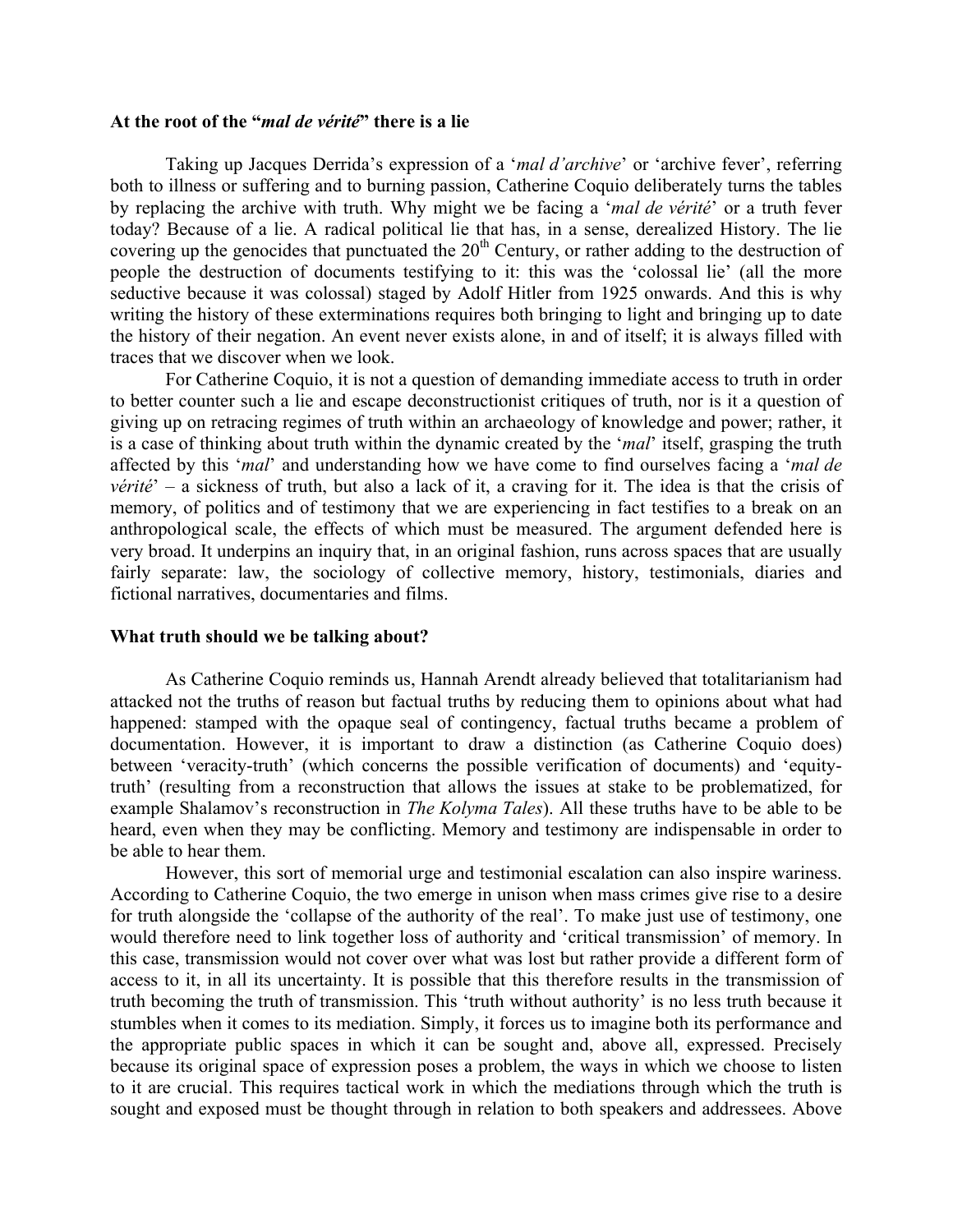### At the root of the "*mal de vérité*" there is a lie

Taking up Jacques Derrida's expression of a '*mal d'archive*' or 'archive fever', referring both to illness or suffering and to burning passion, Catherine Coquio deliberately turns the tables by replacing the archive with truth. Why might we be facing a '*mal de vérité*' or a truth fever today? Because of a lie. A radical political lie that has, in a sense, derealized History. The lie covering up the genocides that punctuated the 20th Century, or rather adding to the destruction of people the destruction of documents testifying to it: this was the 'colossal lie' (all the more seductive because it was colossal) staged by Adolf Hitler from 1925 onwards. And this is why writing the history of these exterminations requires both bringing to light and bringing up to date the history of their negation. An event never exists alone, in and of itself; it is always filled with traces that we discover when we look.

For Catherine Coquio, it is not a question of demanding immediate access to truth in order to better counter such a lie and escape deconstructionist critiques of truth, nor is it a question of giving up on retracing regimes of truth within an archaeology of knowledge and power; rather, it is a case of thinking about truth within the dynamic created by the '*mal*' itself, grasping the truth affected by this '*mal*' and understanding how we have come to find ourselves facing a '*mal de vérité*' – a sickness of truth, but also a lack of it, a craving for it. The idea is that the crisis of memory, of politics and of testimony that we are experiencing in fact testifies to a break on an anthropological scale, the effects of which must be measured. The argument defended here is very broad. It underpins an inquiry that, in an original fashion, runs across spaces that are usually fairly separate: law, the sociology of collective memory, history, testimonials, diaries and fictional narratives, documentaries and films.

### What truth should we be talking about?

As Catherine Coquio reminds us, Hannah Arendt already believed that totalitarianism had attacked not the truths of reason but factual truths by reducing them to opinions about what had happened: stamped with the opaque seal of contingency, factual truths became a problem of documentation. However, it is important to draw a distinction (as Catherine Coquio does) between 'veracity-truth' (which concerns the possible verification of documents) and 'equity-truth' (resulting from a reconstruction that allows the issues at stake to be problematized, for example Shalamov's reconstruction in *The Kolyma Tales*). All these truths have to be able to be heard, even when they may be conflicting. Memory and testimony are indispensable in order to be able to hear them.

However, this sort of memorial urge and testimonial escalation can also inspire wariness. According to Catherine Coquio, the two emerge in unison when mass crimes give rise to a desire for truth alongside the 'collapse of the authority of the real'. To make just use of testimony, one would therefore need to link together loss of authority and 'critical transmission' of memory. In this case, transmission would not cover over what was lost but rather provide a different form of access to it, in all its uncertainty. It is possible that this therefore results in the transmission of truth becoming the truth of transmission. This 'truth without authority' is no less truth because it stumbles when it comes to its mediation. Simply, it forces us to imagine both its performance and the appropriate public spaces in which it can be sought and, above all, expressed. Precisely because its original space of expression poses a problem, the ways in which we choose to listen to it are crucial. This requires tactical work in which the mediations through which the truth is sought and exposed must be thought through in relation to both speakers and addressees. Above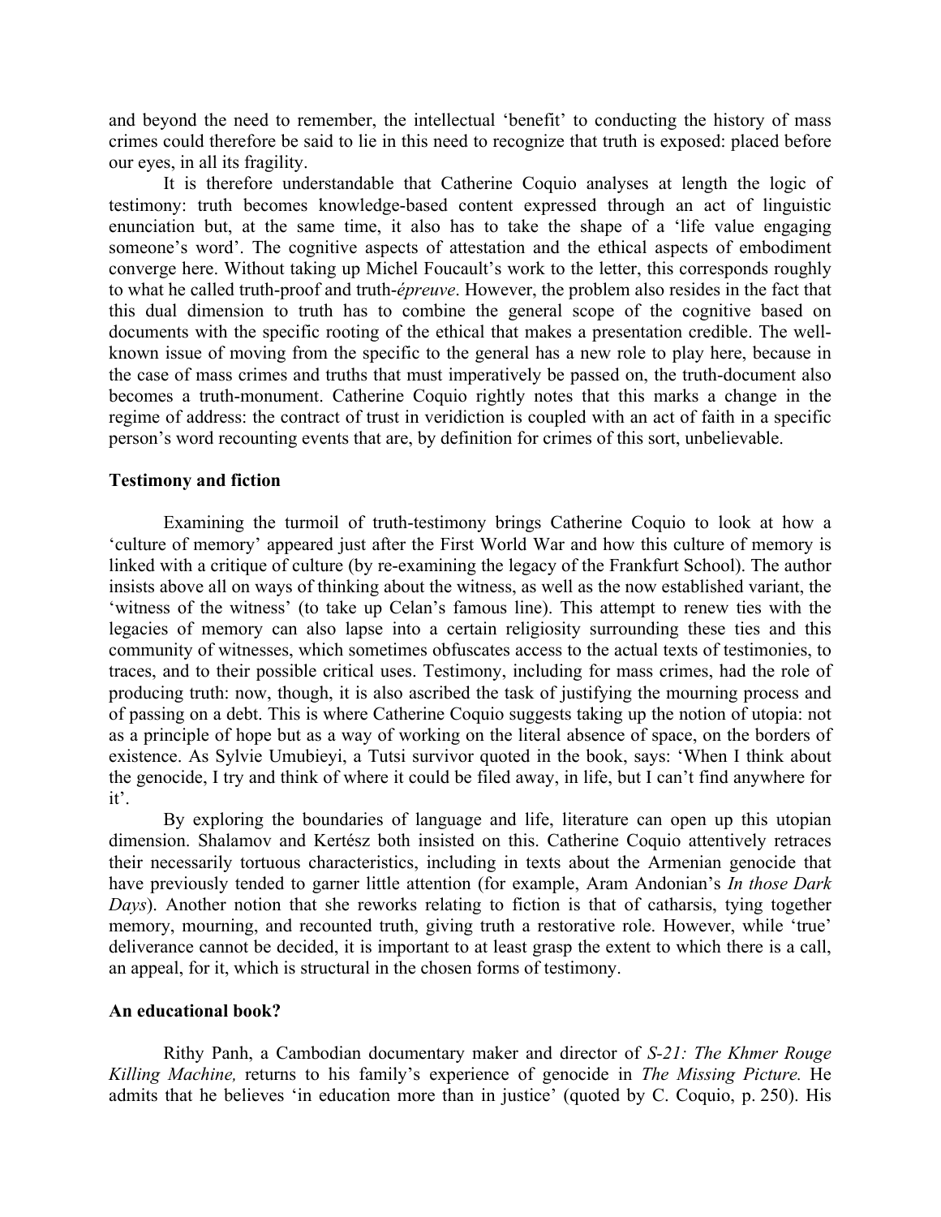and beyond the need to remember, the intellectual 'benefit' to conducting the history of mass crimes could therefore be said to lie in this need to recognize that truth is exposed: placed before our eyes, in all its fragility.

It is therefore understandable that Catherine Coquio analyses at length the logic of testimony: truth becomes knowledge-based content expressed through an act of linguistic enunciation but, at the same time, it also has to take the shape of a 'life value engaging someone's word'. The cognitive aspects of attestation and the ethical aspects of embodiment converge here. Without taking up Michel Foucault's work to the letter, this corresponds roughly to what he called truth-proof and truth-*épreuve*. However, the problem also resides in the fact that this dual dimension to truth has to combine the general scope of the cognitive based on documents with the specific rooting of the ethical that makes a presentation credible. The well-known issue of moving from the specific to the general has a new role to play here, because in the case of mass crimes and truths that must imperatively be passed on, the truth-document also becomes a truth-monument. Catherine Coquio rightly notes that this marks a change in the regime of address: the contract of trust in veridiction is coupled with an act of faith in a specific person's word recounting events that are, by definition for crimes of this sort, unbelievable.

**Testimony and fiction**

Examining the turmoil of truth-testimony brings Catherine Coquio to look at how a 'culture of memory' appeared just after the First World War and how this culture of memory is linked with a critique of culture (by re-examining the legacy of the Frankfurt School). The author insists above all on ways of thinking about the witness, as well as the now established variant, the 'witness of the witness' (to take up Celan's famous line). This attempt to renew ties with the legacies of memory can also lapse into a certain religiosity surrounding these ties and this community of witnesses, which sometimes obfuscates access to the actual texts of testimonies, to traces, and to their possible critical uses. Testimony, including for mass crimes, had the role of producing truth: now, though, it is also ascribed the task of justifying the mourning process and of passing on a debt. This is where Catherine Coquio suggests taking up the notion of utopia: not as a principle of hope but as a way of working on the literal absence of space, on the borders of existence. As Sylvie Umubieyi, a Tutsi survivor quoted in the book, says: 'When I think about the genocide, I try and think of where it could be filed away, in life, but I can't find anywhere for it'.

By exploring the boundaries of language and life, literature can open up this utopian dimension. Shalamov and Kertész both insisted on this. Catherine Coquio attentively retraces their necessarily tortuous characteristics, including in texts about the Armenian genocide that have previously tended to garner little attention (for example, Aram Andonian's *In those Dark Days*). Another notion that she reworks relating to fiction is that of catharsis, tying together memory, mourning, and recounted truth, giving truth a restorative role. However, while 'true' deliverance cannot be decided, it is important to at least grasp the extent to which there is a call, an appeal, for it, which is structural in the chosen forms of testimony.

**An educational book?**

Rithy Panh, a Cambodian documentary maker and director of *S-21: The Khmer Rouge Killing Machine,* returns to his family's experience of genocide in *The Missing Picture.* He admits that he believes 'in education more than in justice' (quoted by C. Coquio, p. 250). His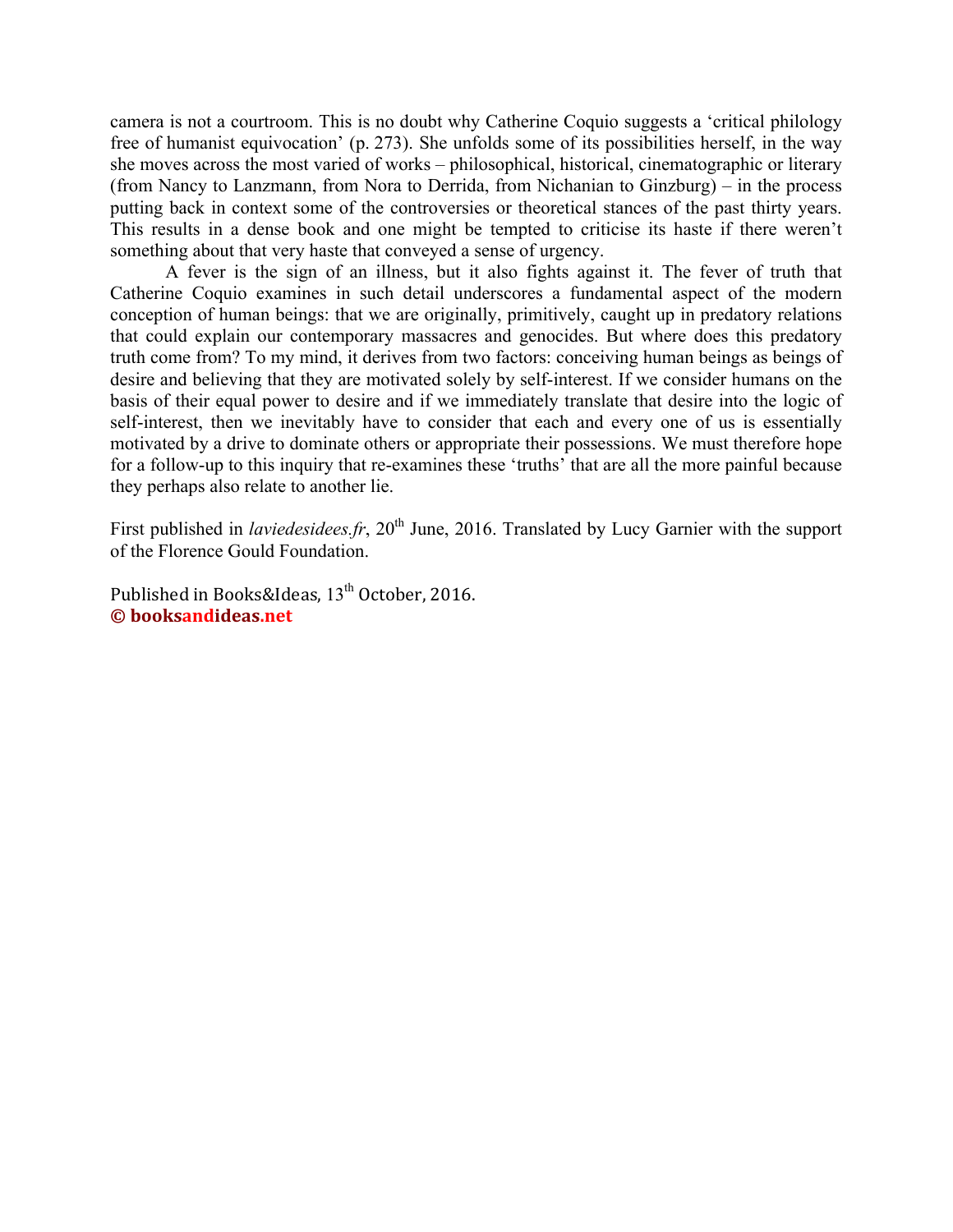camera is not a courtroom. This is no doubt why Catherine Coquio suggests a 'critical philology free of humanist equivocation' (p. 273). She unfolds some of its possibilities herself, in the way she moves across the most varied of works – philosophical, historical, cinematographic or literary (from Nancy to Lanzmann, from Nora to Derrida, from Nichanian to Ginzburg) – in the process putting back in context some of the controversies or theoretical stances of the past thirty years. This results in a dense book and one might be tempted to criticise its haste if there weren't something about that very haste that conveyed a sense of urgency.

A fever is the sign of an illness, but it also fights against it. The fever of truth that Catherine Coquio examines in such detail underscores a fundamental aspect of the modern conception of human beings: that we are originally, primitively, caught up in predatory relations that could explain our contemporary massacres and genocides. But where does this predatory truth come from? To my mind, it derives from two factors: conceiving human beings as beings of desire and believing that they are motivated solely by self-interest. If we consider humans on the basis of their equal power to desire and if we immediately translate that desire into the logic of self-interest, then we inevitably have to consider that each and every one of us is essentially motivated by a drive to dominate others or appropriate their possessions. We must therefore hope for a follow-up to this inquiry that re-examines these 'truths' that are all the more painful because they perhaps also relate to another lie.

First published in *laviedesidees.fr*, 20th June, 2016. Translated by Lucy Garnier with the support of the Florence Gould Foundation.

Published in Books&Ideas, 13th October, 2016.
**© booksandideas.net**